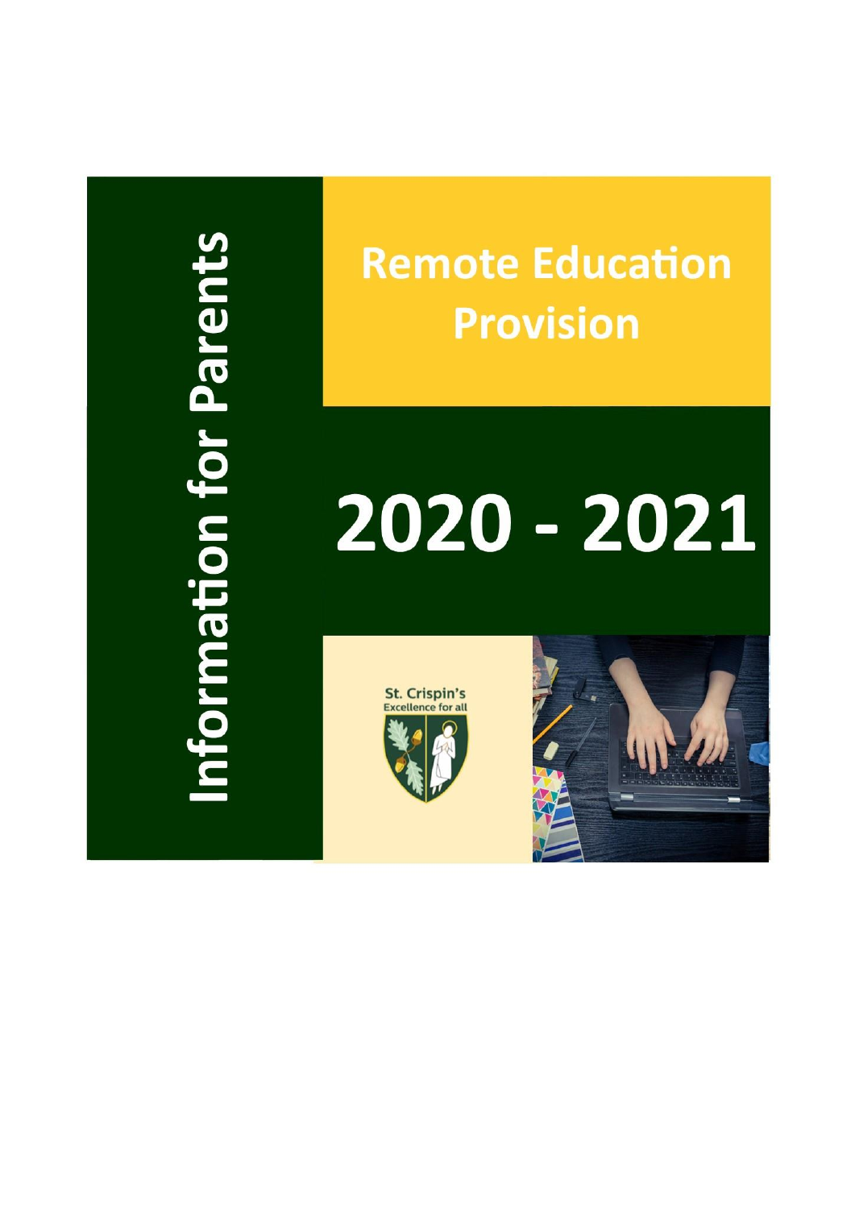# Information for Parents

# Remote Education Provision

# 2020 - 2021

St. Crispin's
Excellence for all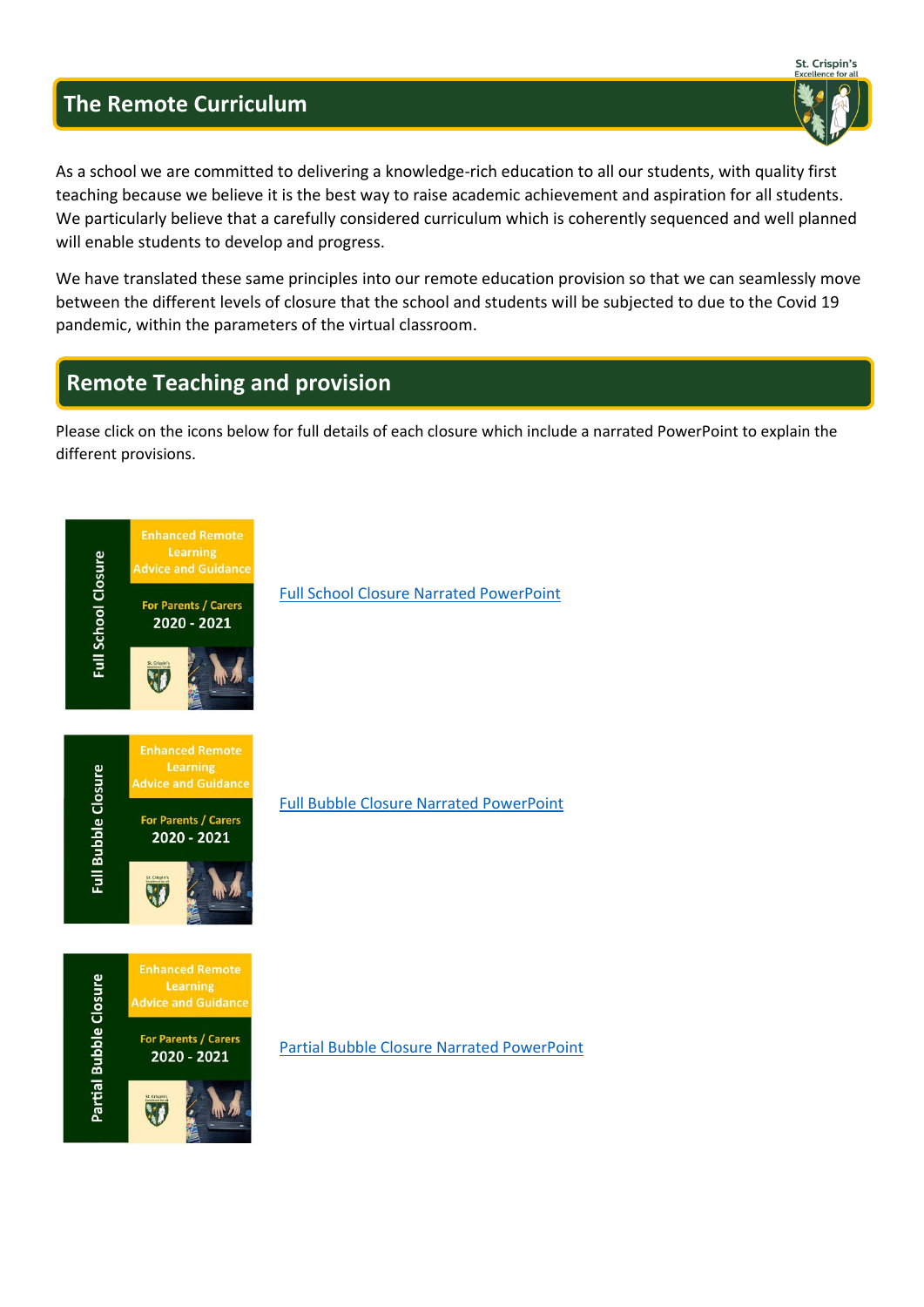## The Remote Curriculum

As a school we are committed to delivering a knowledge-rich education to all our students, with quality first teaching because we believe it is the best way to raise academic achievement and aspiration for all students. We particularly believe that a carefully considered curriculum which is coherently sequenced and well planned will enable students to develop and progress.

We have translated these same principles into our remote education provision so that we can seamlessly move between the different levels of closure that the school and students will be subjected to due to the Covid 19 pandemic, within the parameters of the virtual classroom.

## Remote Teaching and provision

Please click on the icons below for full details of each closure which include a narrated PowerPoint to explain the different provisions.

Full School Closure – Enhanced Remote Learning Advice and Guidance – For Parents / Carers 2020 - 2021

Full School Closure Narrated PowerPoint

Full Bubble Closure – Enhanced Remote Learning Advice and Guidance – For Parents / Carers 2020 - 2021

Full Bubble Closure Narrated PowerPoint

Partial Bubble Closure – Enhanced Remote Learning Advice and Guidance – For Parents / Carers 2020 - 2021

Partial Bubble Closure Narrated PowerPoint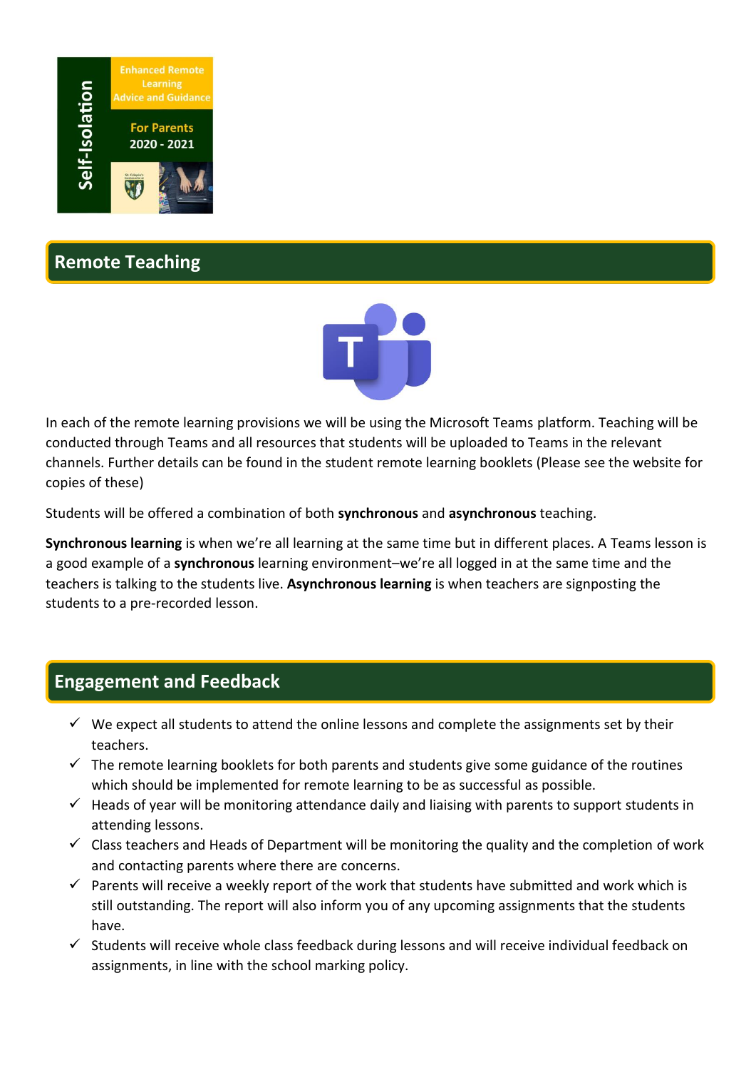## Remote Teaching

In each of the remote learning provisions we will be using the Microsoft Teams platform. Teaching will be conducted through Teams and all resources that students will be uploaded to Teams in the relevant channels. Further details can be found in the student remote learning booklets (Please see the website for copies of these)

Students will be offered a combination of both **synchronous** and **asynchronous** teaching.

**Synchronous learning** is when we're all learning at the same time but in different places. A Teams lesson is a good example of a **synchronous** learning environment–we're all logged in at the same time and the teachers is talking to the students live. **Asynchronous learning** is when teachers are signposting the students to a pre-recorded lesson.

## Engagement and Feedback

- ✓ We expect all students to attend the online lessons and complete the assignments set by their teachers.
- ✓ The remote learning booklets for both parents and students give some guidance of the routines which should be implemented for remote learning to be as successful as possible.
- ✓ Heads of year will be monitoring attendance daily and liaising with parents to support students in attending lessons.
- ✓ Class teachers and Heads of Department will be monitoring the quality and the completion of work and contacting parents where there are concerns.
- ✓ Parents will receive a weekly report of the work that students have submitted and work which is still outstanding. The report will also inform you of any upcoming assignments that the students have.
- ✓ Students will receive whole class feedback during lessons and will receive individual feedback on assignments, in line with the school marking policy.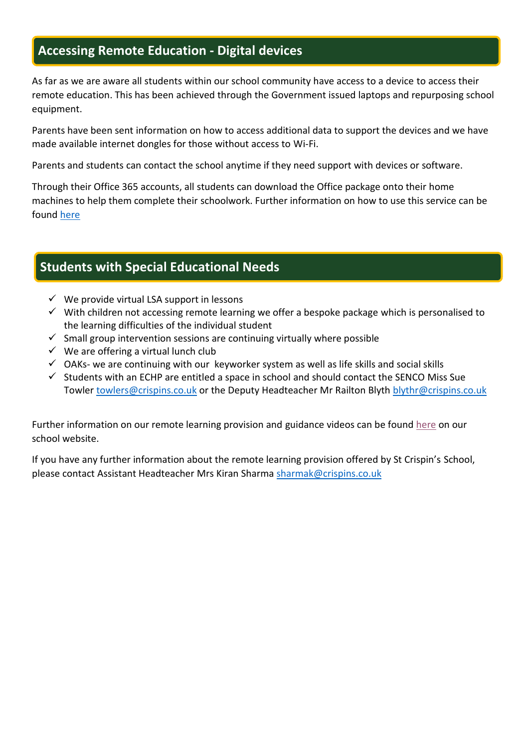## Accessing Remote Education - Digital devices

As far as we are aware all students within our school community have access to a device to access their remote education. This has been achieved through the Government issued laptops and repurposing school equipment.

Parents have been sent information on how to access additional data to support the devices and we have made available internet dongles for those without access to Wi-Fi.

Parents and students can contact the school anytime if they need support with devices or software.

Through their Office 365 accounts, all students can download the Office package onto their home machines to help them complete their schoolwork. Further information on how to use this service can be found here

## Students with Special Educational Needs

- ✓ We provide virtual LSA support in lessons
- ✓ With children not accessing remote learning we offer a bespoke package which is personalised to the learning difficulties of the individual student
- ✓ Small group intervention sessions are continuing virtually where possible
- ✓ We are offering a virtual lunch club
- ✓ OAKs- we are continuing with our keyworker system as well as life skills and social skills
- ✓ Students with an ECHP are entitled a space in school and should contact the SENCO Miss Sue Towler towlers@crispins.co.uk or the Deputy Headteacher Mr Railton Blyth blythr@crispins.co.uk

Further information on our remote learning provision and guidance videos can be found here on our school website.

If you have any further information about the remote learning provision offered by St Crispin's School, please contact Assistant Headteacher Mrs Kiran Sharma sharmak@crispins.co.uk